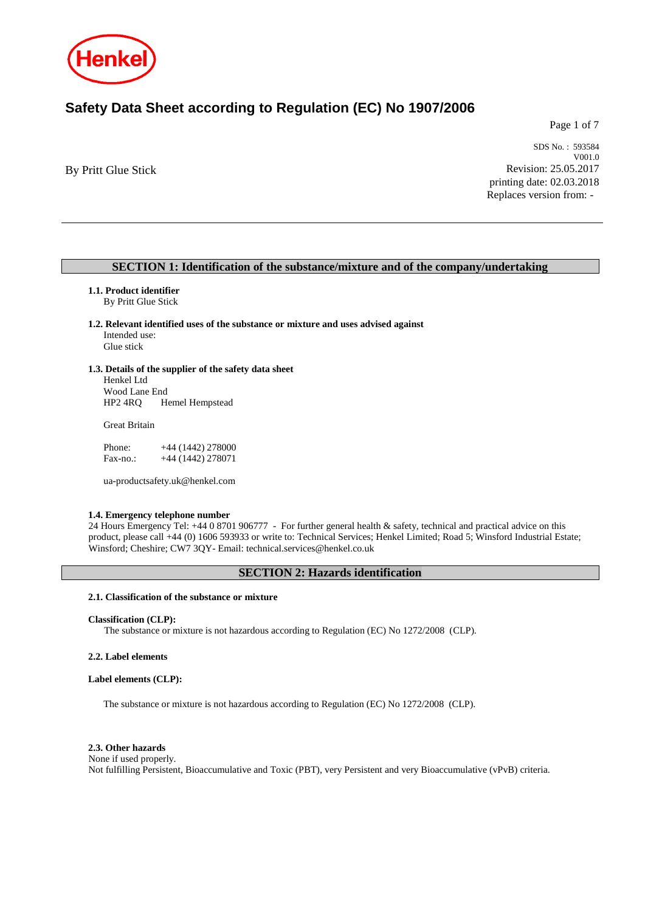# Safety Data Sheet according to Regulation (EC) No 1907/2006

By Pritt Glue Stick

SDS No. : 593584
V001.0
Revision: 25.05.2017
printing date: 02.03.2018
Replaces version from: -

## SECTION 1: Identification of the substance/mixture and of the company/undertaking

### 1.1. Product identifier

By Pritt Glue Stick

### 1.2. Relevant identified uses of the substance or mixture and uses advised against

Intended use:
Glue stick

### 1.3. Details of the supplier of the safety data sheet

Henkel Ltd
Wood Lane End
HP2 4RQ Hemel Hempstead

Great Britain

Phone: +44 (1442) 278000
Fax-no.: +44 (1442) 278071

ua-productsafety.uk@henkel.com

### 1.4. Emergency telephone number

24 Hours Emergency Tel: +44 0 8701 906777 - For further general health & safety, technical and practical advice on this product, please call +44 (0) 1606 593933 or write to: Technical Services; Henkel Limited; Road 5; Winsford Industrial Estate; Winsford; Cheshire; CW7 3QY- Email: technical.services@henkel.co.uk

## SECTION 2: Hazards identification

### 2.1. Classification of the substance or mixture

**Classification (CLP):**

The substance or mixture is not hazardous according to Regulation (EC) No 1272/2008 (CLP).

### 2.2. Label elements

**Label elements (CLP):**

The substance or mixture is not hazardous according to Regulation (EC) No 1272/2008 (CLP).

### 2.3. Other hazards

None if used properly.
Not fulfilling Persistent, Bioaccumulative and Toxic (PBT), very Persistent and very Bioaccumulative (vPvB) criteria.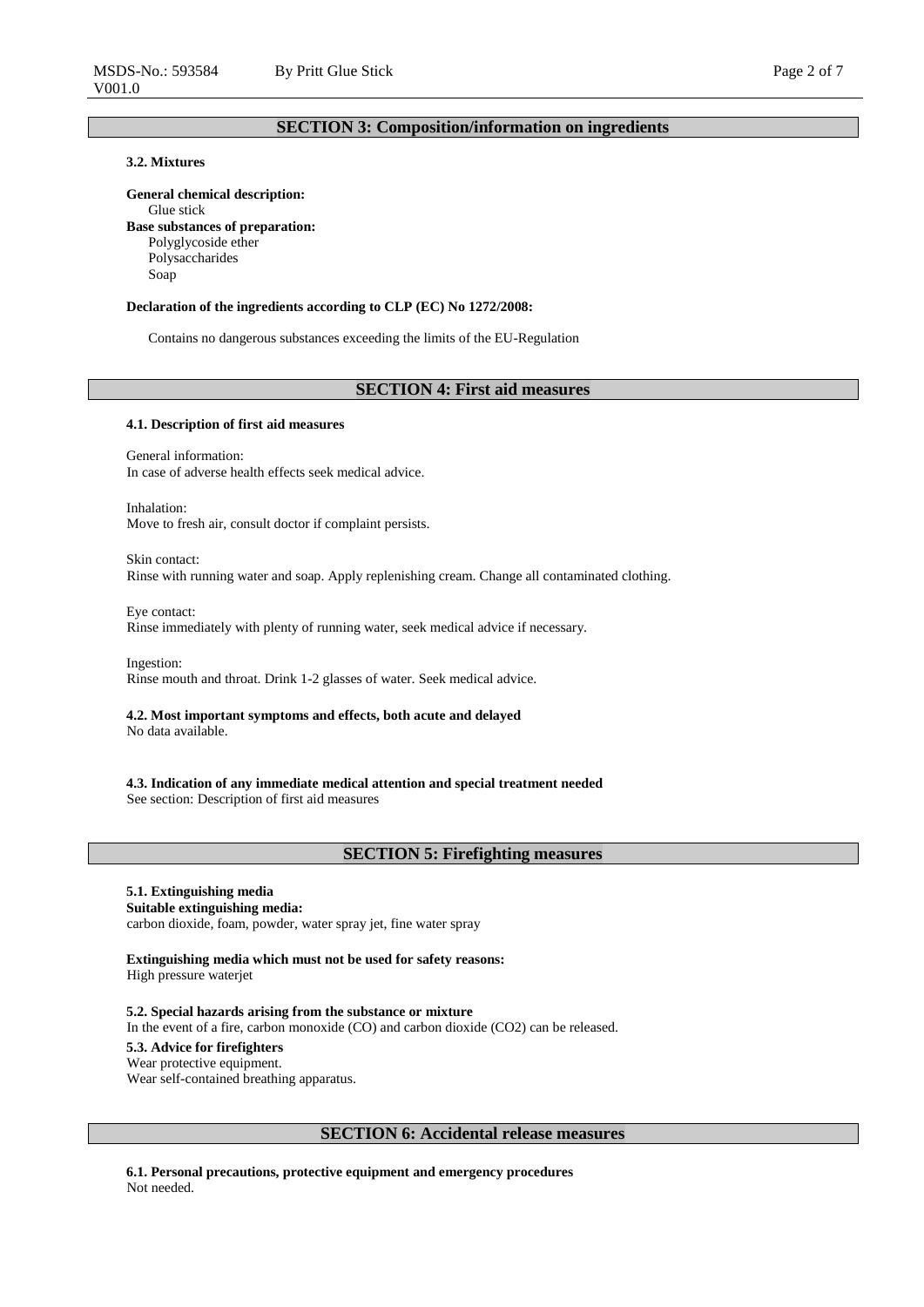## SECTION 3: Composition/information on ingredients

### 3.2. Mixtures

**General chemical description:**
Glue stick

**Base substances of preparation:**
Polyglycoside ether
Polysaccharides
Soap

**Declaration of the ingredients according to CLP (EC) No 1272/2008:**

Contains no dangerous substances exceeding the limits of the EU-Regulation

## SECTION 4: First aid measures

### 4.1. Description of first aid measures

General information:
In case of adverse health effects seek medical advice.

Inhalation:
Move to fresh air, consult doctor if complaint persists.

Skin contact:
Rinse with running water and soap. Apply replenishing cream. Change all contaminated clothing.

Eye contact:
Rinse immediately with plenty of running water, seek medical advice if necessary.

Ingestion:
Rinse mouth and throat. Drink 1-2 glasses of water. Seek medical advice.

### 4.2. Most important symptoms and effects, both acute and delayed

No data available.

### 4.3. Indication of any immediate medical attention and special treatment needed

See section: Description of first aid measures

## SECTION 5: Firefighting measures

### 5.1. Extinguishing media

**Suitable extinguishing media:**
carbon dioxide, foam, powder, water spray jet, fine water spray

**Extinguishing media which must not be used for safety reasons:**
High pressure waterjet

### 5.2. Special hazards arising from the substance or mixture

In the event of a fire, carbon monoxide (CO) and carbon dioxide ($CO_2$) can be released.

### 5.3. Advice for firefighters

Wear protective equipment.
Wear self-contained breathing apparatus.

## SECTION 6: Accidental release measures

### 6.1. Personal precautions, protective equipment and emergency procedures

Not needed.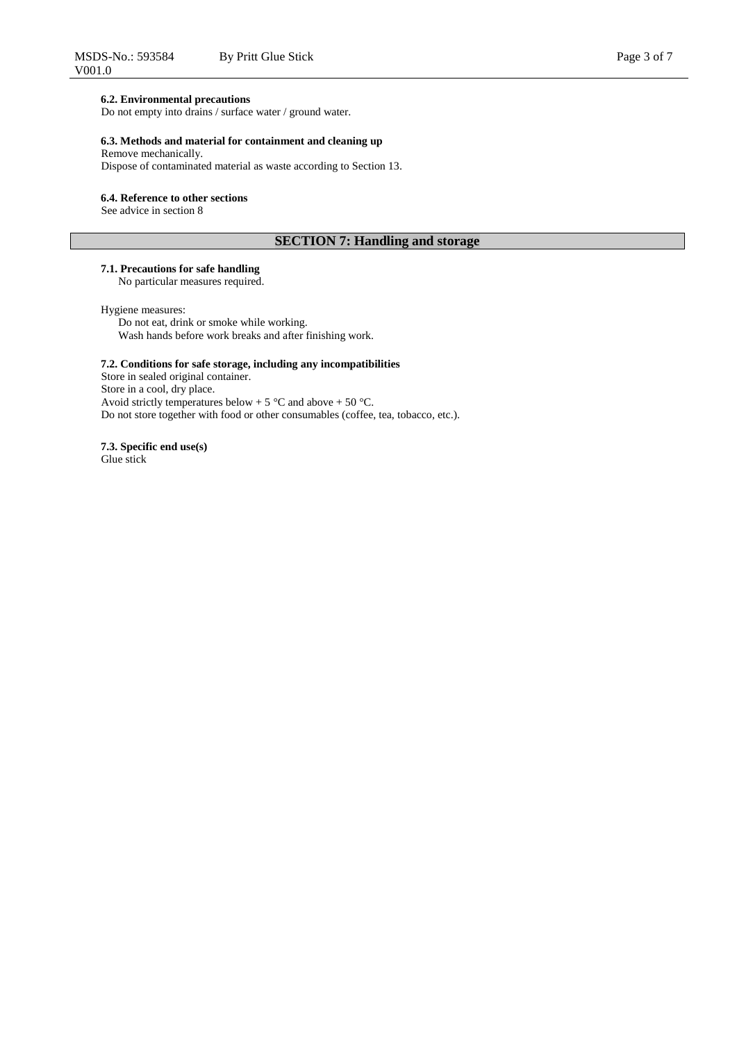### 6.2. Environmental precautions

Do not empty into drains / surface water / ground water.

### 6.3. Methods and material for containment and cleaning up

Remove mechanically.
Dispose of contaminated material as waste according to Section 13.

### 6.4. Reference to other sections

See advice in section 8

## SECTION 7: Handling and storage

### 7.1. Precautions for safe handling

No particular measures required.

Hygiene measures:
Do not eat, drink or smoke while working.
Wash hands before work breaks and after finishing work.

### 7.2. Conditions for safe storage, including any incompatibilities

Store in sealed original container.
Store in a cool, dry place.
Avoid strictly temperatures below + 5 °C and above + 50 °C.
Do not store together with food or other consumables (coffee, tea, tobacco, etc.).

### 7.3. Specific end use(s)

Glue stick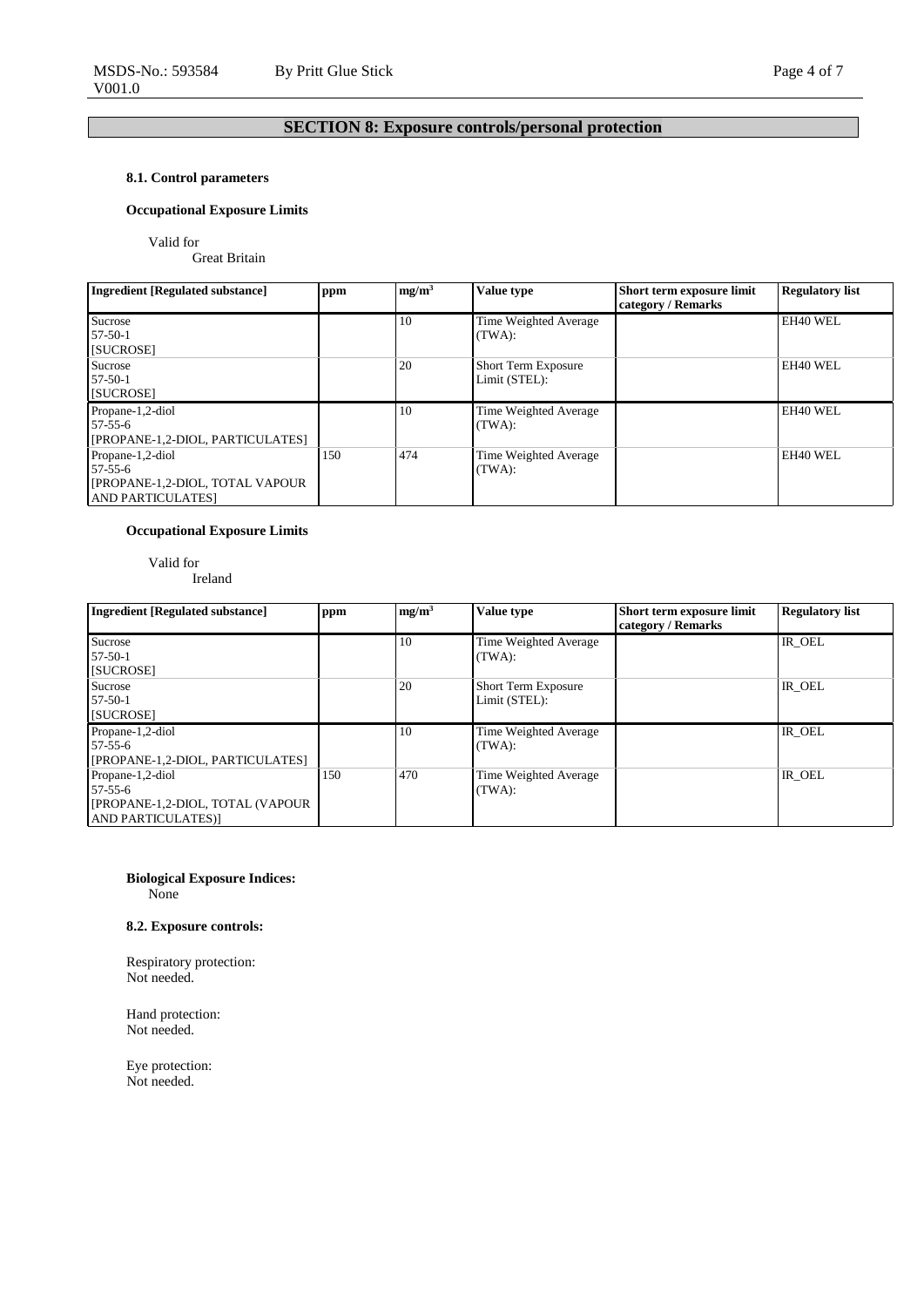## SECTION 8: Exposure controls/personal protection

### 8.1. Control parameters

**Occupational Exposure Limits**

Valid for
Great Britain

| Ingredient [Regulated substance] | ppm | mg/m³ | Value type | Short term exposure limit category / Remarks | Regulatory list |
|---|---|---|---|---|---|
| Sucrose<br>57-50-1<br>[SUCROSE] | | 10 | Time Weighted Average (TWA): | | EH40 WEL |
| Sucrose<br>57-50-1<br>[SUCROSE] | | 20 | Short Term Exposure Limit (STEL): | | EH40 WEL |
| Propane-1,2-diol<br>57-55-6<br>[PROPANE-1,2-DIOL, PARTICULATES] | | 10 | Time Weighted Average (TWA): | | EH40 WEL |
| Propane-1,2-diol<br>57-55-6<br>[PROPANE-1,2-DIOL, TOTAL VAPOUR AND PARTICULATES] | 150 | 474 | Time Weighted Average (TWA): | | EH40 WEL |

**Occupational Exposure Limits**

Valid for
Ireland

| Ingredient [Regulated substance] | ppm | mg/m³ | Value type | Short term exposure limit category / Remarks | Regulatory list |
|---|---|---|---|---|---|
| Sucrose<br>57-50-1<br>[SUCROSE] | | 10 | Time Weighted Average (TWA): | | IR_OEL |
| Sucrose<br>57-50-1<br>[SUCROSE] | | 20 | Short Term Exposure Limit (STEL): | | IR_OEL |
| Propane-1,2-diol<br>57-55-6<br>[PROPANE-1,2-DIOL, PARTICULATES] | | 10 | Time Weighted Average (TWA): | | IR_OEL |
| Propane-1,2-diol<br>57-55-6<br>[PROPANE-1,2-DIOL, TOTAL (VAPOUR AND PARTICULATES)] | 150 | 470 | Time Weighted Average (TWA): | | IR_OEL |

**Biological Exposure Indices:**
None

### 8.2. Exposure controls:

Respiratory protection:
Not needed.

Hand protection:
Not needed.

Eye protection:
Not needed.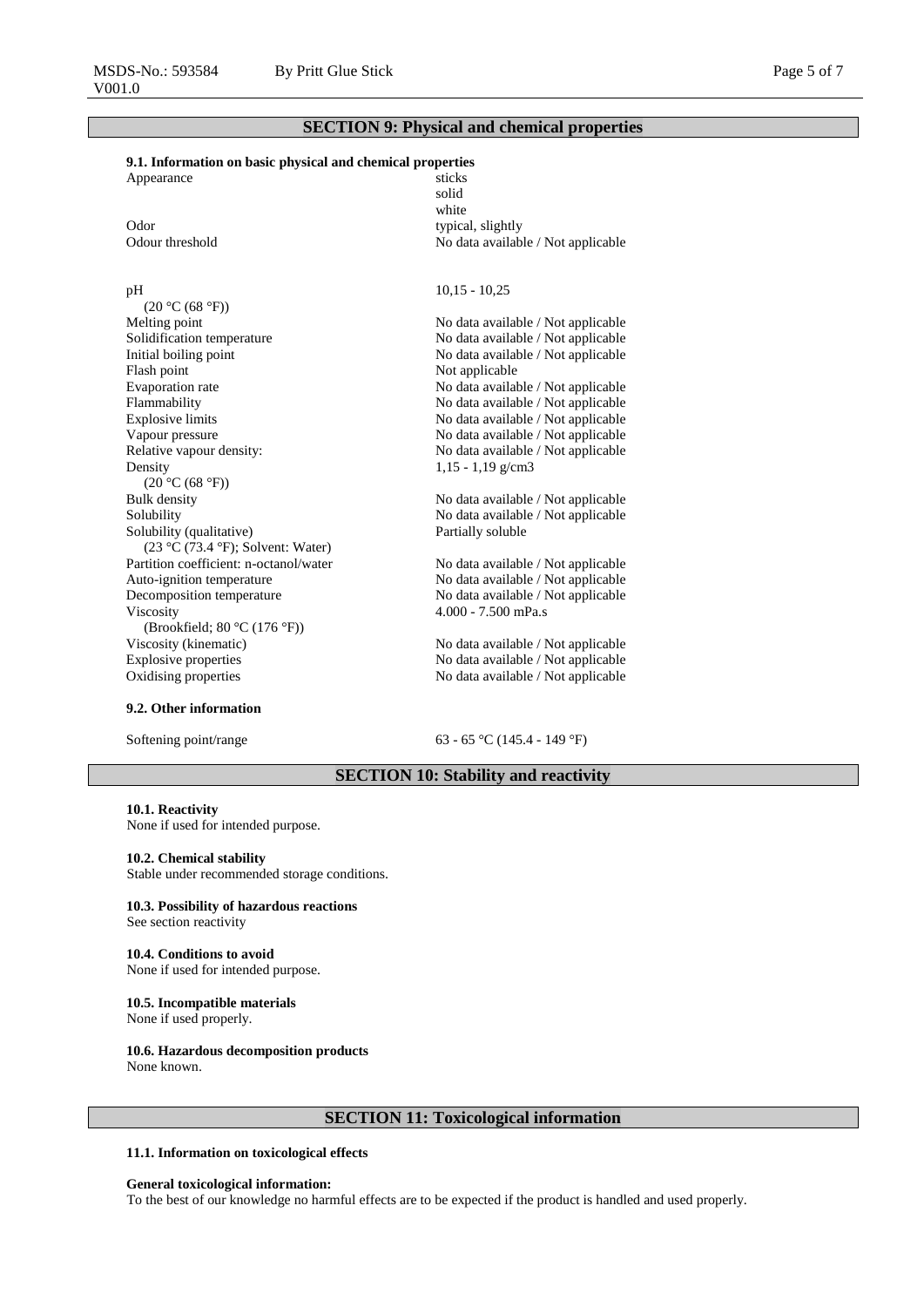## SECTION 9: Physical and chemical properties

**9.1. Information on basic physical and chemical properties**

| Property | Value |
|---|---|
| Appearance | sticks<br>solid<br>white |
| Odor | typical, slightly |
| Odour threshold | No data available / Not applicable |
| pH<br>(20 °C (68 °F)) | 10,15 - 10,25 |
| Melting point | No data available / Not applicable |
| Solidification temperature | No data available / Not applicable |
| Initial boiling point | No data available / Not applicable |
| Flash point | Not applicable |
| Evaporation rate | No data available / Not applicable |
| Flammability | No data available / Not applicable |
| Explosive limits | No data available / Not applicable |
| Vapour pressure | No data available / Not applicable |
| Relative vapour density: | No data available / Not applicable |
| Density<br>(20 °C (68 °F)) | 1,15 - 1,19 g/cm3 |
| Bulk density | No data available / Not applicable |
| Solubility | No data available / Not applicable |
| Solubility (qualitative)<br>(23 °C (73.4 °F); Solvent: Water) | Partially soluble |
| Partition coefficient: n-octanol/water | No data available / Not applicable |
| Auto-ignition temperature | No data available / Not applicable |
| Decomposition temperature | No data available / Not applicable |
| Viscosity<br>(Brookfield; 80 °C (176 °F)) | 4.000 - 7.500 mPa.s |
| Viscosity (kinematic) | No data available / Not applicable |
| Explosive properties | No data available / Not applicable |
| Oxidising properties | No data available / Not applicable |

**9.2. Other information**

| Property | Value |
|---|---|
| Softening point/range | 63 - 65 °C (145.4 - 149 °F) |

## SECTION 10: Stability and reactivity

**10.1. Reactivity**
None if used for intended purpose.

**10.2. Chemical stability**
Stable under recommended storage conditions.

**10.3. Possibility of hazardous reactions**
See section reactivity

**10.4. Conditions to avoid**
None if used for intended purpose.

**10.5. Incompatible materials**
None if used properly.

**10.6. Hazardous decomposition products**
None known.

## SECTION 11: Toxicological information

**11.1. Information on toxicological effects**

**General toxicological information:**
To the best of our knowledge no harmful effects are to be expected if the product is handled and used properly.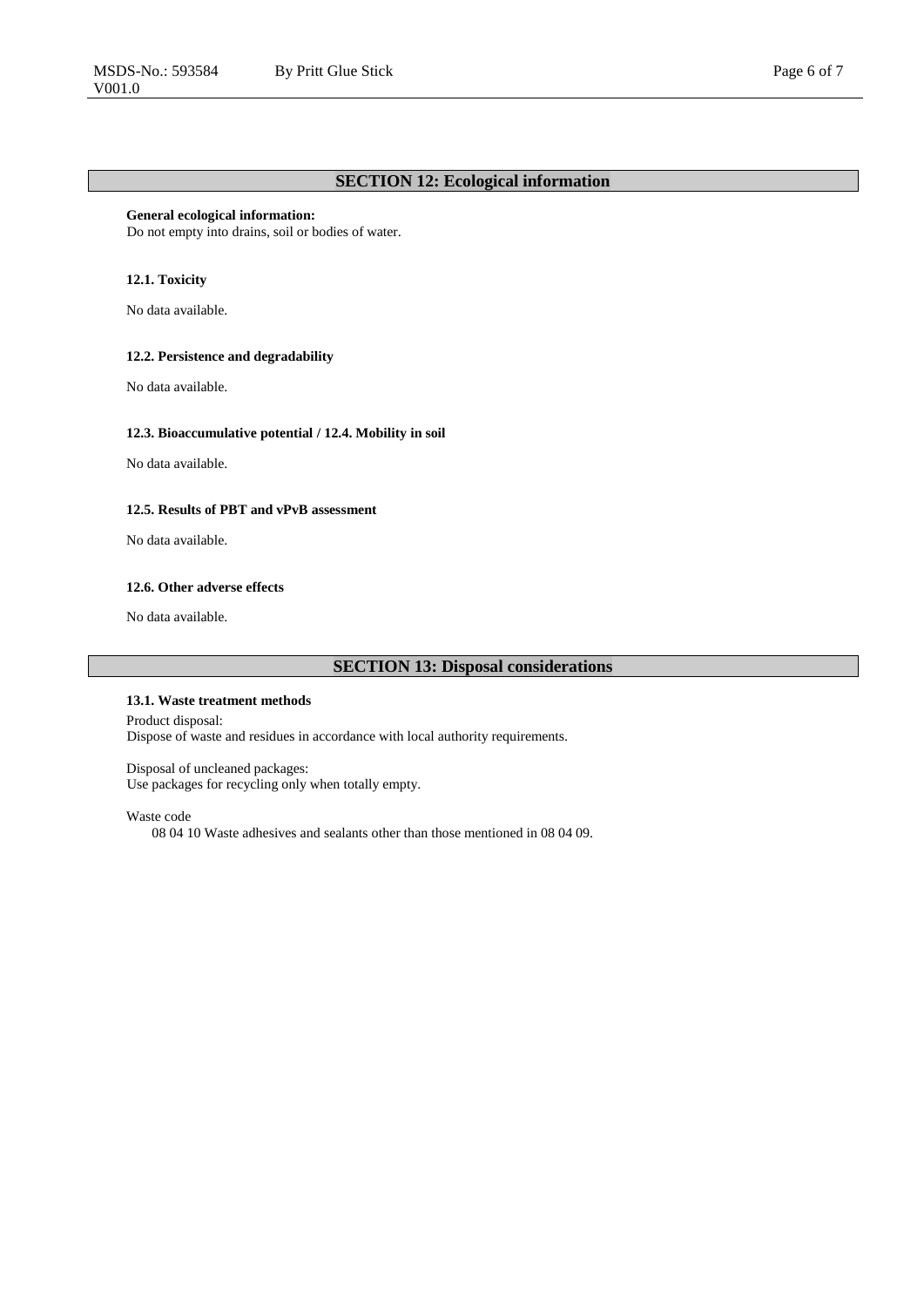## SECTION 12: Ecological information

**General ecological information:**
Do not empty into drains, soil or bodies of water.

### 12.1. Toxicity

No data available.

### 12.2. Persistence and degradability

No data available.

### 12.3. Bioaccumulative potential / 12.4. Mobility in soil

No data available.

### 12.5. Results of PBT and vPvB assessment

No data available.

### 12.6. Other adverse effects

No data available.

## SECTION 13: Disposal considerations

### 13.1. Waste treatment methods

Product disposal:
Dispose of waste and residues in accordance with local authority requirements.

Disposal of uncleaned packages:
Use packages for recycling only when totally empty.

Waste code
08 04 10 Waste adhesives and sealants other than those mentioned in 08 04 09.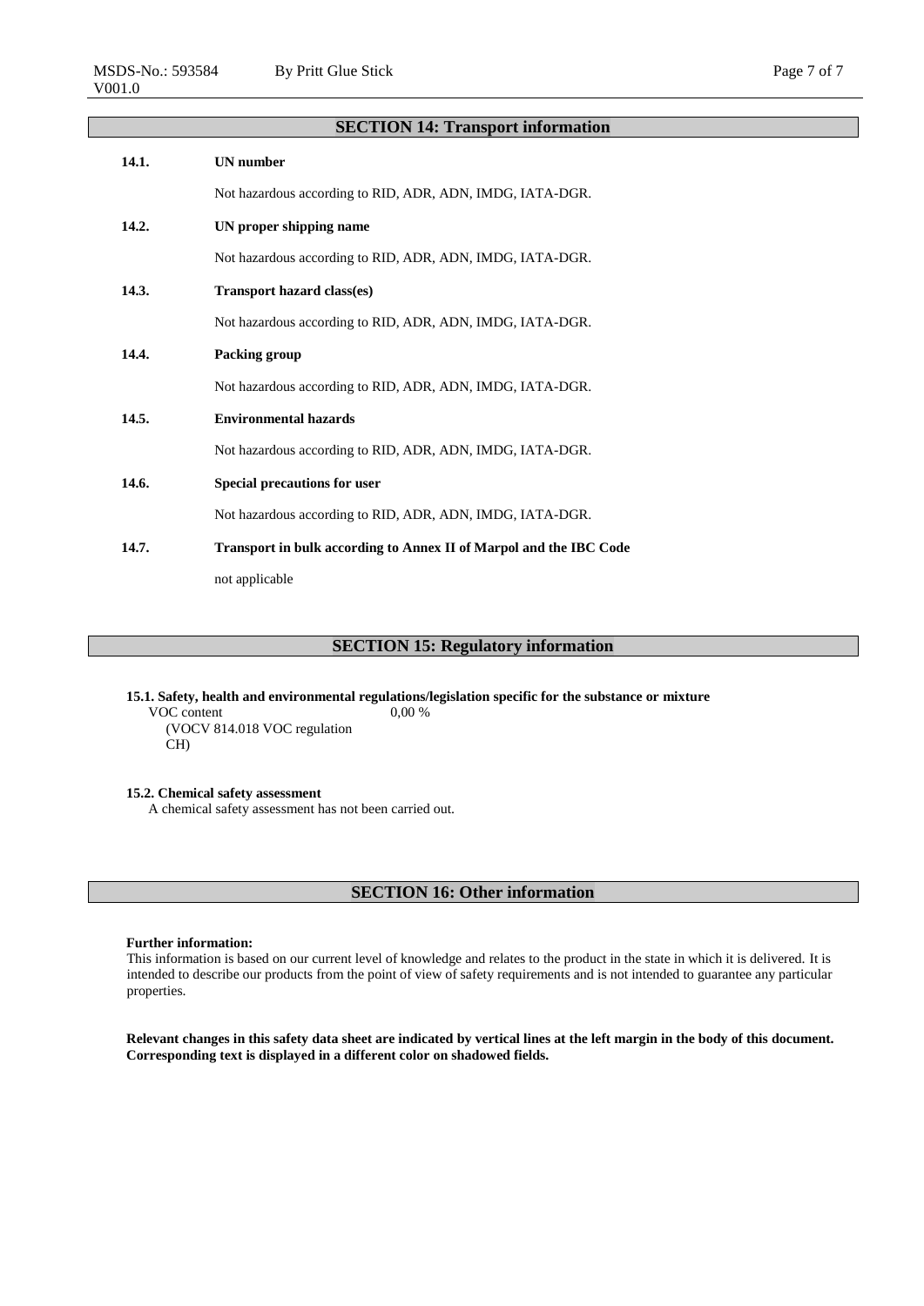## SECTION 14: Transport information

**14.1. UN number**

Not hazardous according to RID, ADR, ADN, IMDG, IATA-DGR.

**14.2. UN proper shipping name**

Not hazardous according to RID, ADR, ADN, IMDG, IATA-DGR.

**14.3. Transport hazard class(es)**

Not hazardous according to RID, ADR, ADN, IMDG, IATA-DGR.

**14.4. Packing group**

Not hazardous according to RID, ADR, ADN, IMDG, IATA-DGR.

**14.5. Environmental hazards**

Not hazardous according to RID, ADR, ADN, IMDG, IATA-DGR.

**14.6. Special precautions for user**

Not hazardous according to RID, ADR, ADN, IMDG, IATA-DGR.

**14.7. Transport in bulk according to Annex II of Marpol and the IBC Code**

not applicable

## SECTION 15: Regulatory information

**15.1. Safety, health and environmental regulations/legislation specific for the substance or mixture**

| | |
|---|---|
| VOC content (VOCV 814.018 VOC regulation CH) | 0,00 % |

**15.2. Chemical safety assessment**

A chemical safety assessment has not been carried out.

## SECTION 16: Other information

**Further information:**

This information is based on our current level of knowledge and relates to the product in the state in which it is delivered. It is intended to describe our products from the point of view of safety requirements and is not intended to guarantee any particular properties.

**Relevant changes in this safety data sheet are indicated by vertical lines at the left margin in the body of this document. Corresponding text is displayed in a different color on shadowed fields.**